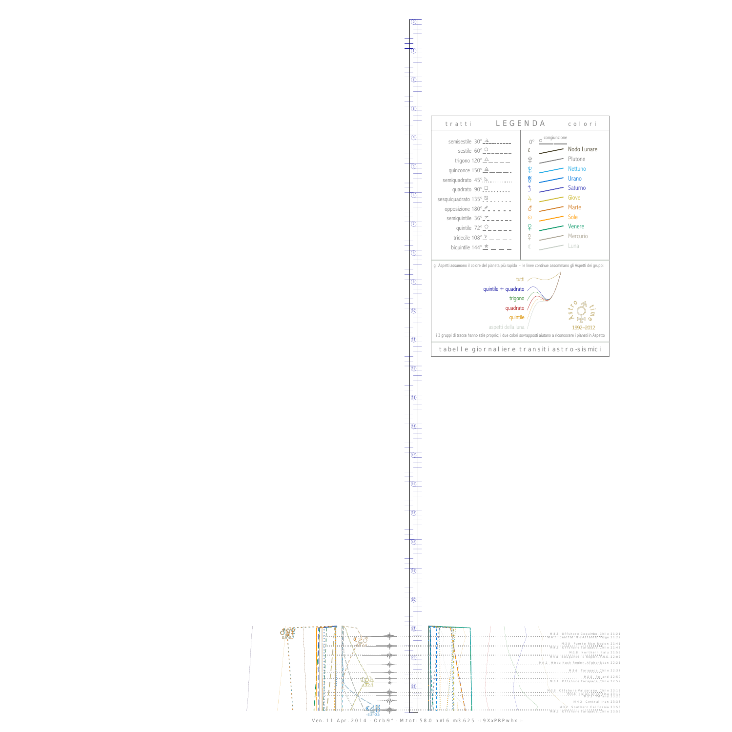## LEGENDA

**tratti**

- semisestile 30°
- sestile 60°
- trigono 120°
- quinconce 150°
- semiquadrato 45°
- quadrato 90°
- sesquiquadrato 135°
- opposizione 180°
- semiquintile 36°
- quintile 72°
- tridecile 108°
- biquintile 144°

**colori**

- 0° congiunzione
- Nodo Lunare
- Plutone
- Nettuno
- Urano
- Saturno
- Giove
- Marte
- Sole
- Venere
- Mercurio
- Luna

gli Aspetti assumono il colore del pianeta più rapido - le linee continue assommano gli Aspetti dei gruppi:

- tutti
- quintile + quadrato
- trigono
- quadrato
- quintile
- aspetti della luna

Astro time 1992–2012

i 3 gruppi di tracce hanno stile proprio; i due colori sovrapposti aiutano a riconoscere i pianeti in Aspetto

tabelle giornaliere transiti astro-sismici

M.3.5 Offshore Coquimbo, Chile 21:21
M.4.7 Central Mid-Atlantic Ridge 21:22
M.3.8 Puerto Rico Region 21:41
M.4.3 Offshore Tarapaca, Chile 21:43
M.1.8 Northern Italy 21:59
M.4.8 Bougainville Region, P.N.G. 22:02
M.4.1 Hindu Kush Region, Afghanistan 22:21
M.3.6 Tarapaca, Chile 22:37
M.2.5 Poland 22:50
M.3.1 Offshore Tarapaca, Chile 22:59
M.3.8 Offshore Valparaiso, Chile 23:18
M.4.9 Jujuy, Argentina 23:19
M.2.1 Poland 23:23
M.4.2 Central Iran 23:36
M.3.2 Southern California 23:53
M.4.6 Offshore Tarapaca, Chile 23:56

Ven. 11 Apr. 2014 - Orb:9° - M.tot: 58.0 n#16 m:3.625 -: 9XxPRPwhx :-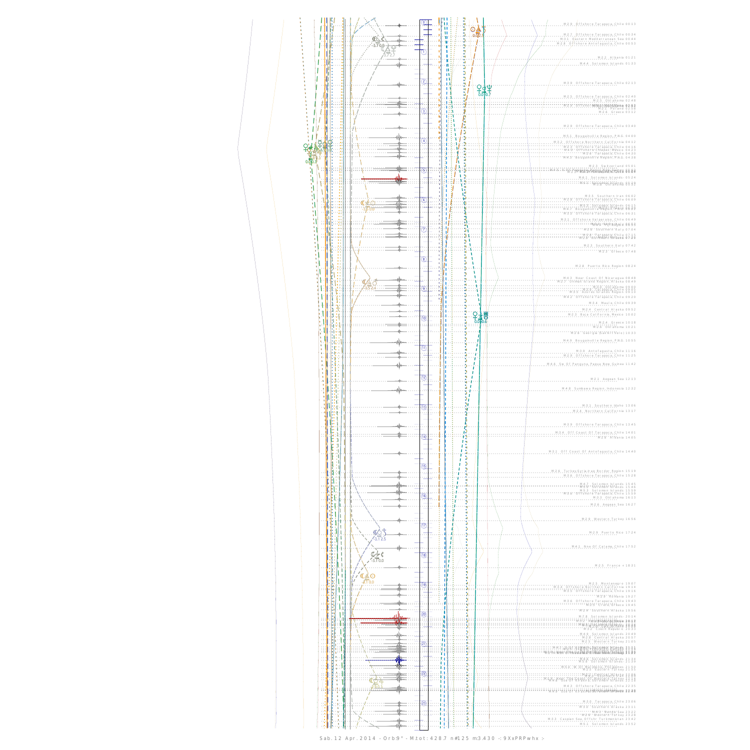M2.9 Offshore Tarapaca Chile 00:13
M2.7 Offshore Tarapaca Chile 00:34
M3.1 Eastern Mediterranean Sea 00:44
M2.8 Offshore Antofagasta Chile 00:53
M2.2 Albania 01:21
M4.4 Solomon Islands 01:33
M3.9 Offshore Tarapaca Chile 02:13
M2.5 Offshore Tarapaca Chile 02:40
M2.5 Oklahoma 02:48
M2.7 Poland 02:58
M2.6 Greece 03:12
M2.9 Offshore Tarapaca Chile 03:40
M5.1 Bougainville Region P.N.G. 04:00
M3.2 Offshore Northern California 04:12
M2.6 Tarapaca Chile 04:30
M4.3 Bougainville Region P.N.G. 04:38
M2.3 Switzerland 05:01
M4.1 Solomon Islands 05:24
M3.5 Southern Iran 06:02
M2.8 Offshore Tarapaca Chile 06:09
M2.9 Offshore Tarapaca Chile 06:31
M3.1 Offshore Valparaiso Chile 06:49
M2.9 Southern Italy 07:04
M2.8 Tarapaca Chile 07:15
M2.3 Southern Italy 07:42
M2.3 Greece 07:48
M2.8 Puerto Rico Region 08:24
M4.3 Near Coast Of Nicaragua 08:48
M4.2 Offshore Tarapaca Chile 09:20
M3.4 Maule Chile 09:39
M2.4 Central Alaska 09:52
M2.3 Baja California Mexico 10:02
M2.4 Greece 10:18
M2.5 Oklahoma 10:21
M4.9 Bougainville Region P.N.G. 10:55
M3.9 Antofagasta Chile 11:16
M2.9 Offshore Tarapaca Chile 11:25
M4.6 Sw Of Panguna Papua New Guinea 11:42
M2.1 Aegean Sea 12:13
M4.8 Sumbawa Region Indonesia 12:32
M3.1 Southern Idaho 13:06
M2.4 Northern California 13:17
M3.0 Offshore Tarapaca Chile 13:45
M3.4 Off Coast Of Tarapaca Chile 14:01
M2.9 Albania 14:05
M3.1 Off Coast Of Antofagasta Chile 14:40
M3.6 Turkey-Syria-Iraq Border Region 15:19
M3.6 Offshore Tarapaca Chile 15:28
M4.7 Solomon Islands 15:45
M5.1 Solomon Islands 15:59
M3.3 Oklahoma 16:13
M2.6 Aegean Sea 16:27
M2.8 Western Turkey 16:56
M2.9 Puerto Rico 17:24
M4.1 Nne Of Calama Chile 17:52
M2.5 France 18:31
M2.5 Montenegro 19:07
M3.4 Offshore Northern California 19:14
M2.5 Offshore Tarapaca Chile 19:16
M2.8 Romania 19:27
M3.6 Offshore Tarapaca Chile 19:43
M2.9 Crete Greece 19:45
M2.9 Southern Alaska 19:56
M3.8 Solomon Islands 20:14
M4.5 Solomon Islands 20:49
M2.8 Central Alaska 20:57
M2.5 Western Turkey 21:05
M4.3 Offshore Tarapaca Chile 22:35
M3.8 Tarapaca Chile 23:06
M3.0 Southern Alaska 23:11
M4.3 Banda Sea 23:22
M2.9 Western Turkey 23:28
M3.3 Caspian Sea Offshr Turkmenistan 23:42
M5.1 Solomon Islands 23:52

Sab. 12 Apr. 2014 - Orb: 9° - M.tot: 428.7 n#125 m3.430 -: 9XxPRPwhx :-